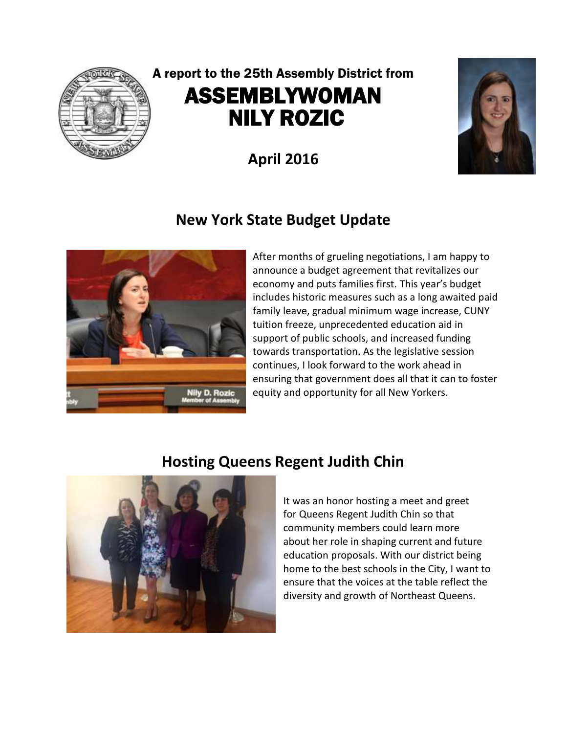A report to the 25th Assembly District from

# ASSEMBLYWOMAN NILY ROZIC

**April 2016**

## New York State Budget Update

After months of grueling negotiations, I am happy to announce a budget agreement that revitalizes our economy and puts families first. This year's budget includes historic measures such as a long awaited paid family leave, gradual minimum wage increase, CUNY tuition freeze, unprecedented education aid in support of public schools, and increased funding towards transportation. As the legislative session continues, I look forward to the work ahead in ensuring that government does all that it can to foster equity and opportunity for all New Yorkers.

## Hosting Queens Regent Judith Chin

It was an honor hosting a meet and greet for Queens Regent Judith Chin so that community members could learn more about her role in shaping current and future education proposals. With our district being home to the best schools in the City, I want to ensure that the voices at the table reflect the diversity and growth of Northeast Queens.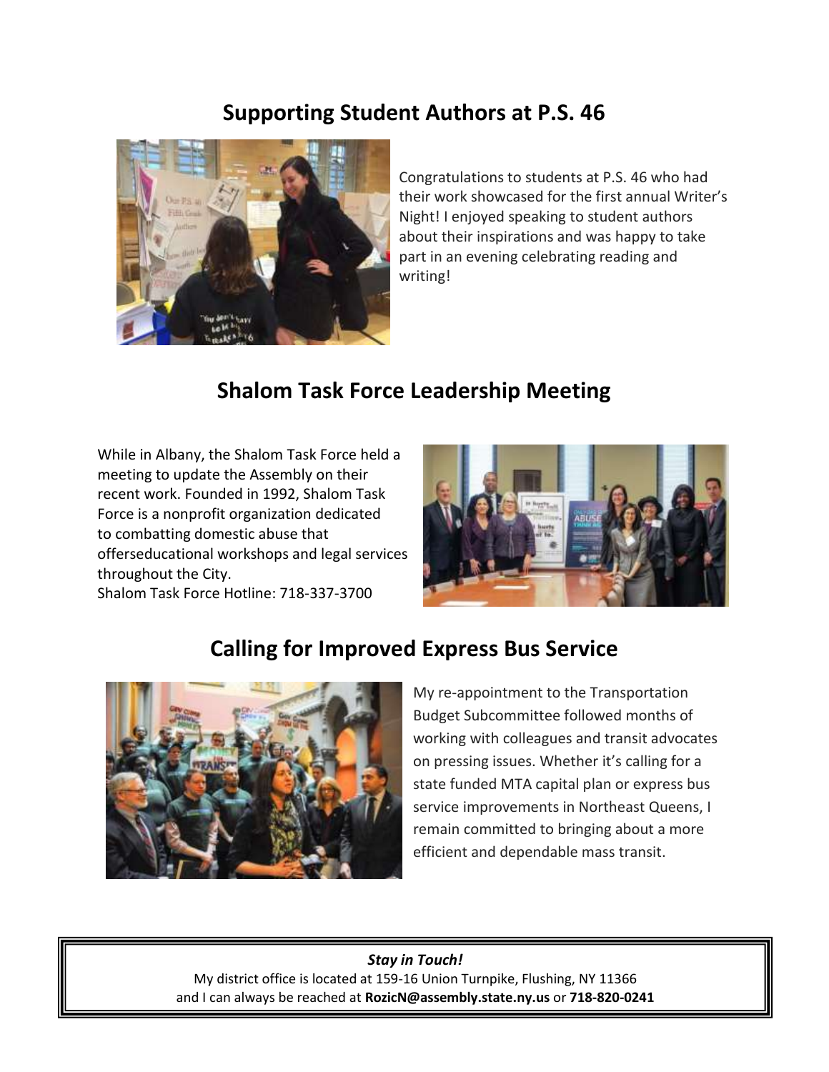## Supporting Student Authors at P.S. 46

Congratulations to students at P.S. 46 who had their work showcased for the first annual Writer's Night! I enjoyed speaking to student authors about their inspirations and was happy to take part in an evening celebrating reading and writing!

## Shalom Task Force Leadership Meeting

While in Albany, the Shalom Task Force held a meeting to update the Assembly on their recent work. Founded in 1992, Shalom Task Force is a nonprofit organization dedicated to combatting domestic abuse that offerseducational workshops and legal services throughout the City.
Shalom Task Force Hotline: 718-337-3700

## Calling for Improved Express Bus Service

My re-appointment to the Transportation Budget Subcommittee followed months of working with colleagues and transit advocates on pressing issues. Whether it's calling for a state funded MTA capital plan or express bus service improvements in Northeast Queens, I remain committed to bringing about a more efficient and dependable mass transit.

***Stay in Touch!***

My district office is located at 159-16 Union Turnpike, Flushing, NY 11366
and I can always be reached at **RozicN@assembly.state.ny.us** or **718-820-0241**